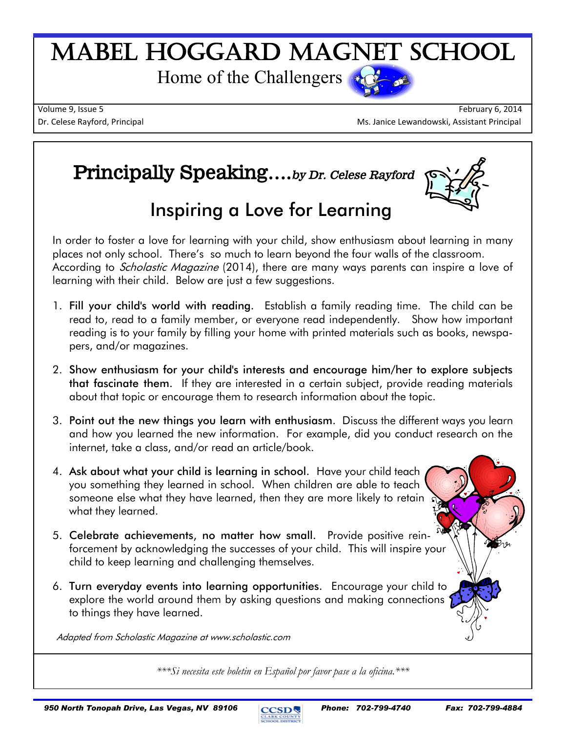# Mabel Hoggard Magnet School

Home of the Challengers

Volume 9, Issue 5 February 6, 2014

Dr. Celese Rayford, Principal Ms. Janice Lewandowski, Assistant Principal

## Principally Speaking….*by Dr. Celese Rayford*

### Inspiring a Love for Learning

In order to foster a love for learning with your child, show enthusiasm about learning in many places not only school. There's so much to learn beyond the four walls of the classroom. According to *Scholastic Magazine* (2014), there are many ways parents can inspire a love of learning with their child. Below are just a few suggestions.

1. Fill your child's world with reading. Establish a family reading time. The child can be read to, read to a family member, or everyone read independently. Show how important reading is to your family by filling your home with printed materials such as books, newspapers, and/or magazines.
2. Show enthusiasm for your child's interests and encourage him/her to explore subjects that fascinate them. If they are interested in a certain subject, provide reading materials about that topic or encourage them to research information about the topic.
3. Point out the new things you learn with enthusiasm. Discuss the different ways you learn and how you learned the new information. For example, did you conduct research on the internet, take a class, and/or read an article/book.
4. Ask about what your child is learning in school. Have your child teach you something they learned in school. When children are able to teach someone else what they have learned, then they are more likely to retain what they learned.
5. Celebrate achievements, no matter how small. Provide positive reinforcement by acknowledging the successes of your child. This will inspire your child to keep learning and challenging themselves.
6. Turn everyday events into learning opportunities. Encourage your child to explore the world around them by asking questions and making connections to things they have learned.

*Adapted from Scholastic Magazine at www.scholastic.com*

*\*\*\*Si necesita este boletin en Español por favor pase a la oficina.\*\*\**

950 North Tonopah Drive, Las Vegas, NV 89106 Phone: 702-799-4740 Fax: 702-799-4884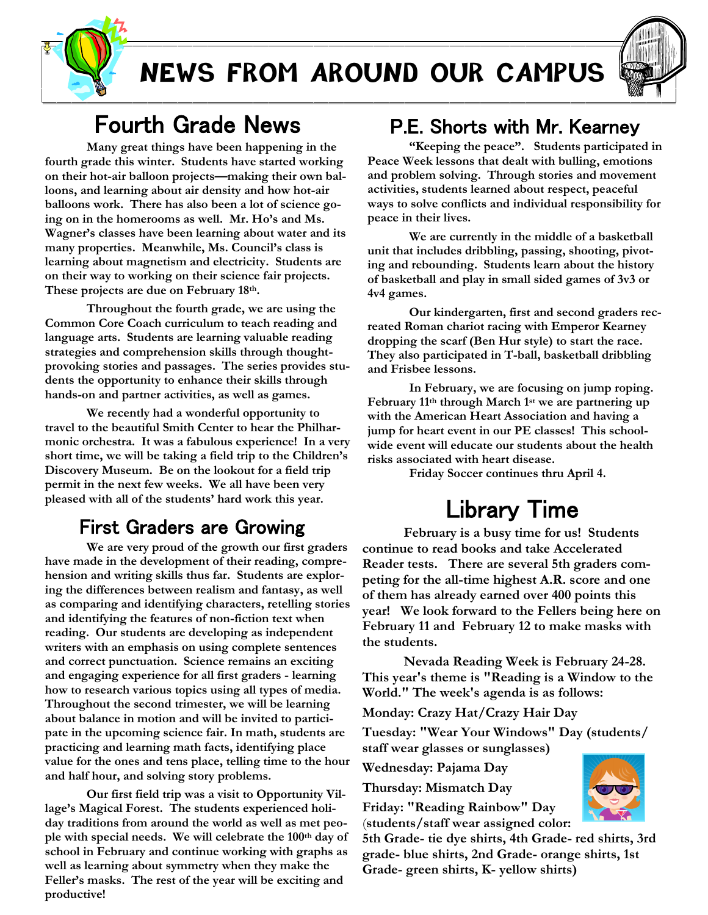# NEWS FROM AROUND OUR CAMPUS

## Fourth Grade News

**Many great things have been happening in the fourth grade this winter. Students have started working on their hot-air balloon projects—making their own balloons, and learning about air density and how hot-air balloons work. There has also been a lot of science going on in the homerooms as well. Mr. Ho's and Ms. Wagner's classes have been learning about water and its many properties. Meanwhile, Ms. Council's class is learning about magnetism and electricity. Students are on their way to working on their science fair projects. These projects are due on February 18th.**

**Throughout the fourth grade, we are using the Common Core Coach curriculum to teach reading and language arts. Students are learning valuable reading strategies and comprehension skills through thought-provoking stories and passages. The series provides students the opportunity to enhance their skills through hands-on and partner activities, as well as games.**

**We recently had a wonderful opportunity to travel to the beautiful Smith Center to hear the Philharmonic orchestra. It was a fabulous experience! In a very short time, we will be taking a field trip to the Children's Discovery Museum. Be on the lookout for a field trip permit in the next few weeks. We all have been very pleased with all of the students' hard work this year.**

## First Graders are Growing

**We are very proud of the growth our first graders have made in the development of their reading, comprehension and writing skills thus far. Students are exploring the differences between realism and fantasy, as well as comparing and identifying characters, retelling stories and identifying the features of non-fiction text when reading. Our students are developing as independent writers with an emphasis on using complete sentences and correct punctuation. Science remains an exciting and engaging experience for all first graders - learning how to research various topics using all types of media. Throughout the second trimester, we will be learning about balance in motion and will be invited to participate in the upcoming science fair. In math, students are practicing and learning math facts, identifying place value for the ones and tens place, telling time to the hour and half hour, and solving story problems.**

**Our first field trip was a visit to Opportunity Village's Magical Forest. The students experienced holiday traditions from around the world as well as met people with special needs. We will celebrate the 100th day of school in February and continue working with graphs as well as learning about symmetry when they make the Feller's masks. The rest of the year will be exciting and productive!**

## P.E. Shorts with Mr. Kearney

**"Keeping the peace". Students participated in Peace Week lessons that dealt with bulling, emotions and problem solving. Through stories and movement activities, students learned about respect, peaceful ways to solve conflicts and individual responsibility for peace in their lives.**

**We are currently in the middle of a basketball unit that includes dribbling, passing, shooting, pivoting and rebounding. Students learn about the history of basketball and play in small sided games of 3v3 or 4v4 games.**

**Our kindergarten, first and second graders recreated Roman chariot racing with Emperor Kearney dropping the scarf (Ben Hur style) to start the race. They also participated in T-ball, basketball dribbling and Frisbee lessons.**

**In February, we are focusing on jump roping. February 11th through March 1st we are partnering up with the American Heart Association and having a jump for heart event in our PE classes! This school-wide event will educate our students about the health risks associated with heart disease.**

**Friday Soccer continues thru April 4.**

## Library Time

**February is a busy time for us! Students continue to read books and take Accelerated Reader tests. There are several 5th graders competing for the all-time highest A.R. score and one of them has already earned over 400 points this year! We look forward to the Fellers being here on February 11 and February 12 to make masks with the students.**

**Nevada Reading Week is February 24-28. This year's theme is "Reading is a Window to the World." The week's agenda is as follows:**

**Monday: Crazy Hat/Crazy Hair Day**

**Tuesday: "Wear Your Windows" Day (students/staff wear glasses or sunglasses)**

**Wednesday: Pajama Day**

**Thursday: Mismatch Day**

**Friday: "Reading Rainbow" Day (students/staff wear assigned color: 5th Grade- tie dye shirts, 4th Grade- red shirts, 3rd grade- blue shirts, 2nd Grade- orange shirts, 1st Grade- green shirts, K- yellow shirts)**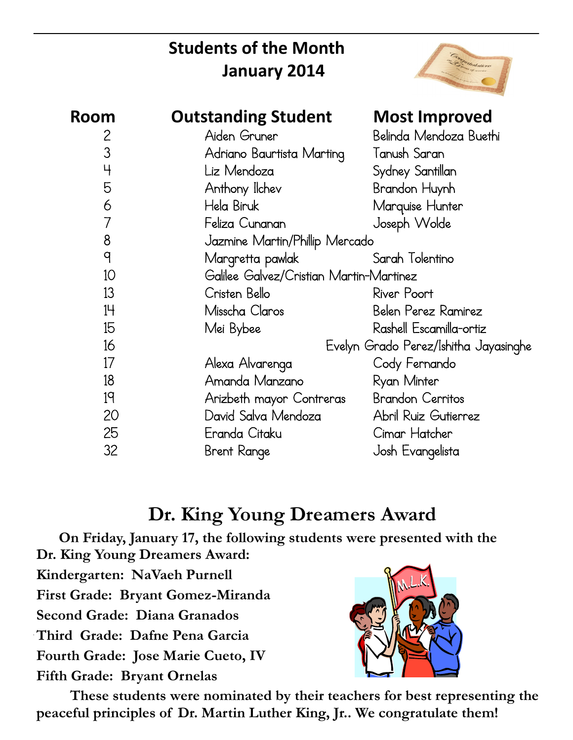## Students of the Month
## January 2014

| Room | Outstanding Student | Most Improved |
|---|---|---|
| 2 | Aiden Gruner | Belinda Mendoza Buethi |
| 3 | Adriano Baurtista Marting | Tanush Saran |
| 4 | Liz Mendoza | Sydney Santillan |
| 5 | Anthony Ilchev | Brandon Huynh |
| 6 | Hela Biruk | Marquise Hunter |
| 7 | Feliza Cunanan | Joseph Wolde |
| 8 | Jazmine Martin/Phillip Mercado | |
| 9 | Margretta pawlak | Sarah Tolentino |
| 10 | Galilee Galvez/Cristian Martin-Martinez | |
| 13 | Cristen Bello | River Poort |
| 14 | Misscha Claros | Belen Perez Ramirez |
| 15 | Mei Bybee | Rashell Escamilla-ortiz |
| 16 | | Evelyn Grado Perez/Ishitha Jayasinghe |
| 17 | Alexa Alvarenga | Cody Fernando |
| 18 | Amanda Manzano | Ryan Minter |
| 19 | Arizbeth mayor Contreras | Brandon Cerritos |
| 20 | David Salva Mendoza | Abril Ruiz Gutierrez |
| 25 | Eranda Citaku | Cimar Hatcher |
| 32 | Brent Range | Josh Evangelista |

## Dr. King Young Dreamers Award

**On Friday, January 17, the following students were presented with the Dr. King Young Dreamers Award:**

**Kindergarten: NaVaeh Purnell**
**First Grade: Bryant Gomez-Miranda**
**Second Grade: Diana Granados**
**Third Grade: Dafne Pena Garcia**
**Fourth Grade: Jose Marie Cueto, IV**
**Fifth Grade: Bryant Ornelas**

**These students were nominated by their teachers for best representing the peaceful principles of Dr. Martin Luther King, Jr.. We congratulate them!**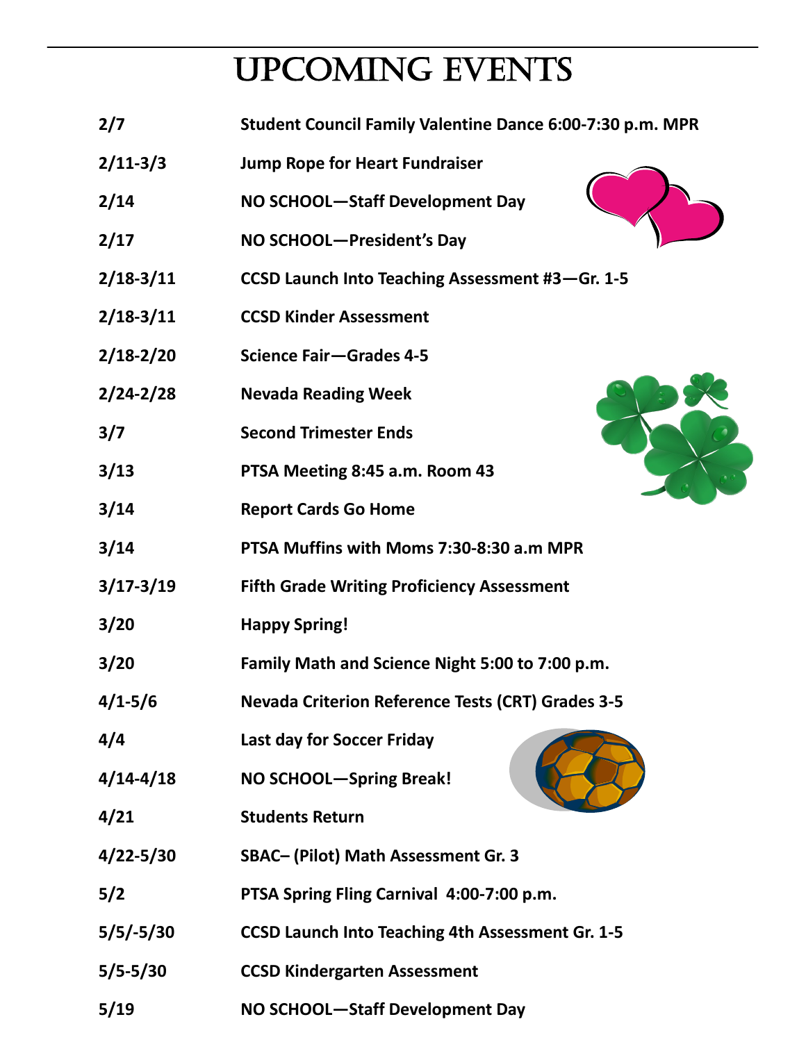# Upcoming Events

| | |
|---|---|
| **2/7** | **Student Council Family Valentine Dance 6:00-7:30 p.m. MPR** |
| **2/11-3/3** | **Jump Rope for Heart Fundraiser** |
| **2/14** | **NO SCHOOL—Staff Development Day** |
| **2/17** | **NO SCHOOL—President's Day** |
| **2/18-3/11** | **CCSD Launch Into Teaching Assessment #3—Gr. 1-5** |
| **2/18-3/11** | **CCSD Kinder Assessment** |
| **2/18-2/20** | **Science Fair—Grades 4-5** |
| **2/24-2/28** | **Nevada Reading Week** |
| **3/7** | **Second Trimester Ends** |
| **3/13** | **PTSA Meeting 8:45 a.m. Room 43** |
| **3/14** | **Report Cards Go Home** |
| **3/14** | **PTSA Muffins with Moms 7:30-8:30 a.m MPR** |
| **3/17-3/19** | **Fifth Grade Writing Proficiency Assessment** |
| **3/20** | **Happy Spring!** |
| **3/20** | **Family Math and Science Night 5:00 to 7:00 p.m.** |
| **4/1-5/6** | **Nevada Criterion Reference Tests (CRT) Grades 3-5** |
| **4/4** | **Last day for Soccer Friday** |
| **4/14-4/18** | **NO SCHOOL—Spring Break!** |
| **4/21** | **Students Return** |
| **4/22-5/30** | **SBAC– (Pilot) Math Assessment Gr. 3** |
| **5/2** | **PTSA Spring Fling Carnival 4:00-7:00 p.m.** |
| **5/5/-5/30** | **CCSD Launch Into Teaching 4th Assessment Gr. 1-5** |
| **5/5-5/30** | **CCSD Kindergarten Assessment** |
| **5/19** | **NO SCHOOL—Staff Development Day** |